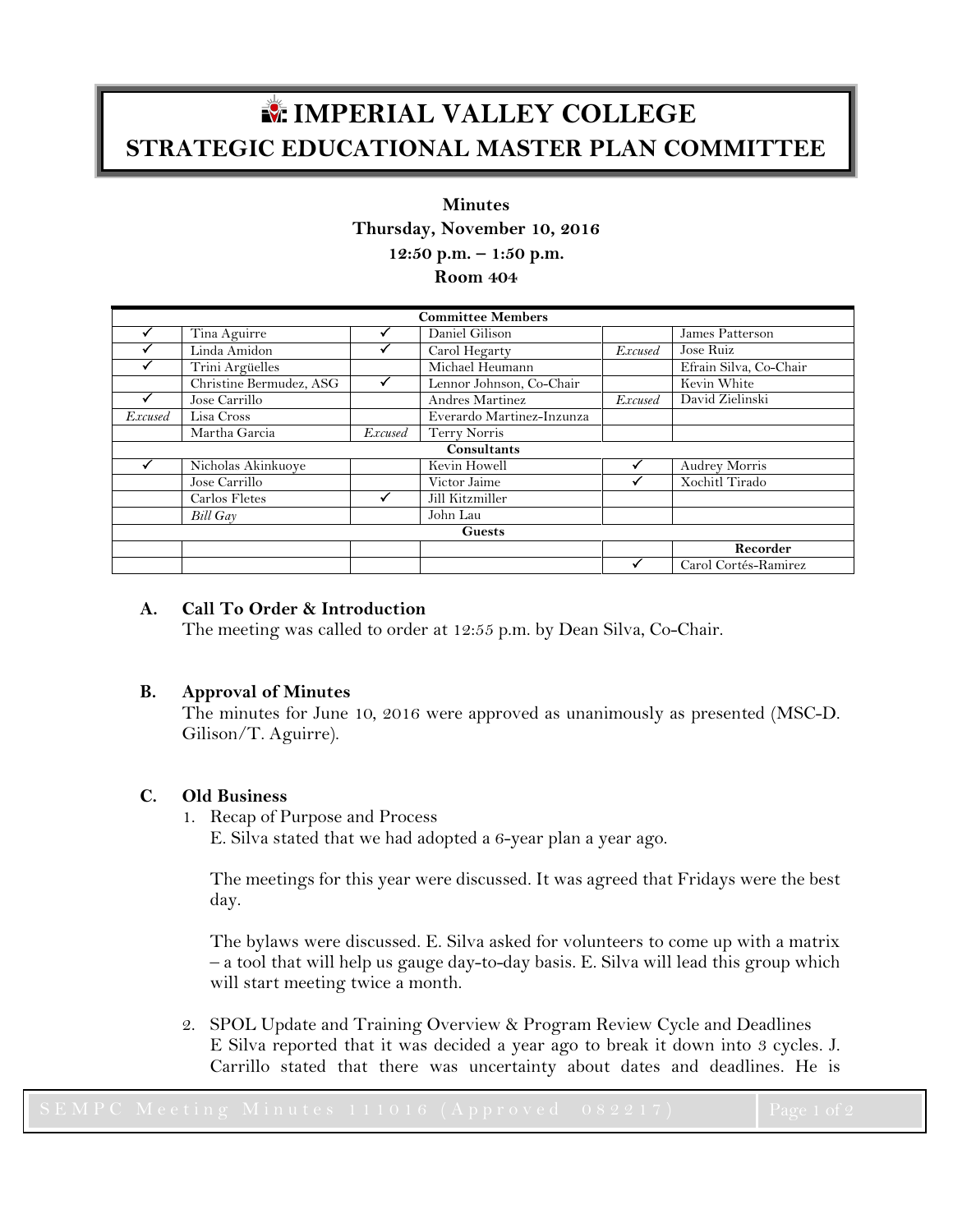# IMPERIAL VALLEY COLLEGE
## STRATEGIC EDUCATIONAL MASTER PLAN COMMITTEE

**Minutes**
**Thursday, November 10, 2016**
**12:50 p.m. – 1:50 p.m.**
**Room 404**

| Committee Members | | | | | |
|---|---|---|---|---|---|
| ✓ | Tina Aguirre | ✓ | Daniel Gilison | | James Patterson |
| ✓ | Linda Amidon | ✓ | Carol Hegarty | *Excused* | Jose Ruiz |
| ✓ | Trini Argüelles | | Michael Heumann | | Efrain Silva, Co-Chair |
| | Christine Bermudez, ASG | ✓ | Lennor Johnson, Co-Chair | | Kevin White |
| ✓ | Jose Carrillo | | Andres Martinez | *Excused* | David Zielinski |
| *Excused* | Lisa Cross | | Everardo Martinez-Inzunza | | |
| | Martha Garcia | *Excused* | Terry Norris | | |
| **Consultants** | | | | | |
| ✓ | Nicholas Akinkuoye | | Kevin Howell | ✓ | Audrey Morris |
| | Jose Carrillo | | Victor Jaime | ✓ | Xochitl Tirado |
| | Carlos Fletes | ✓ | Jill Kitzmiller | | |
| | *Bill Gay* | | John Lau | | |
| **Guests** | | | | | |
| | | | | | **Recorder** |
| | | | | ✓ | Carol Cortés-Ramirez |

### A. Call To Order & Introduction

The meeting was called to order at 12:55 p.m. by Dean Silva, Co-Chair.

### B. Approval of Minutes

The minutes for June 10, 2016 were approved as unanimously as presented (MSC-D. Gilison/T. Aguirre).

### C. Old Business

1. Recap of Purpose and Process
   E. Silva stated that we had adopted a 6-year plan a year ago.

   The meetings for this year were discussed. It was agreed that Fridays were the best day.

   The bylaws were discussed. E. Silva asked for volunteers to come up with a matrix – a tool that will help us gauge day-to-day basis. E. Silva will lead this group which will start meeting twice a month.

2. SPOL Update and Training Overview & Program Review Cycle and Deadlines
   E Silva reported that it was decided a year ago to break it down into 3 cycles. J. Carrillo stated that there was uncertainty about dates and deadlines. He is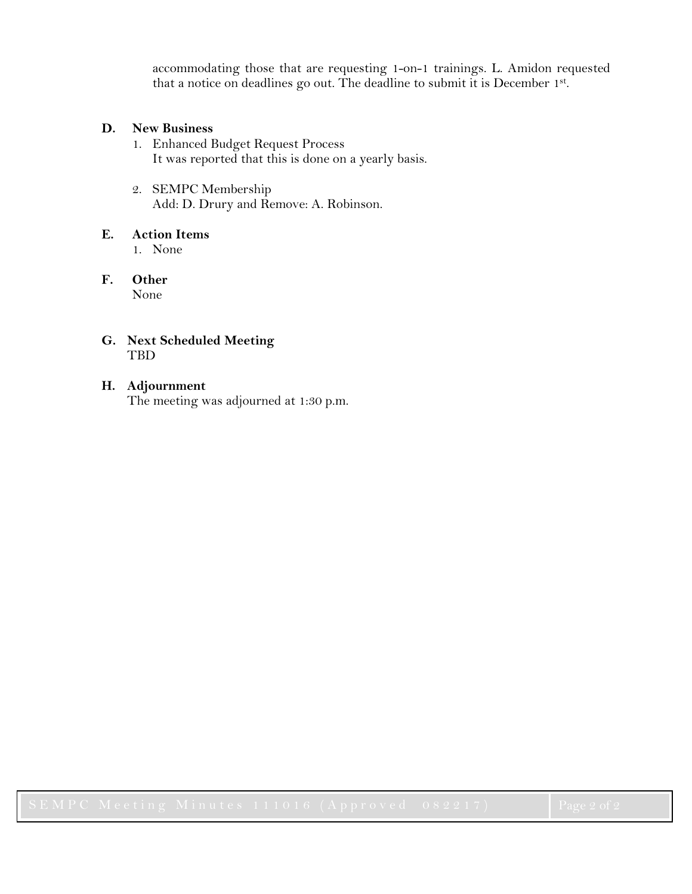accommodating those that are requesting 1-on-1 trainings. L. Amidon requested that a notice on deadlines go out. The deadline to submit it is December 1st.

**D. New Business**

1. Enhanced Budget Request Process
   It was reported that this is done on a yearly basis.

2. SEMPC Membership
   Add: D. Drury and Remove: A. Robinson.

**E. Action Items**

1. None

**F. Other**

None

**G. Next Scheduled Meeting**

TBD

**H. Adjournment**

The meeting was adjourned at 1:30 p.m.